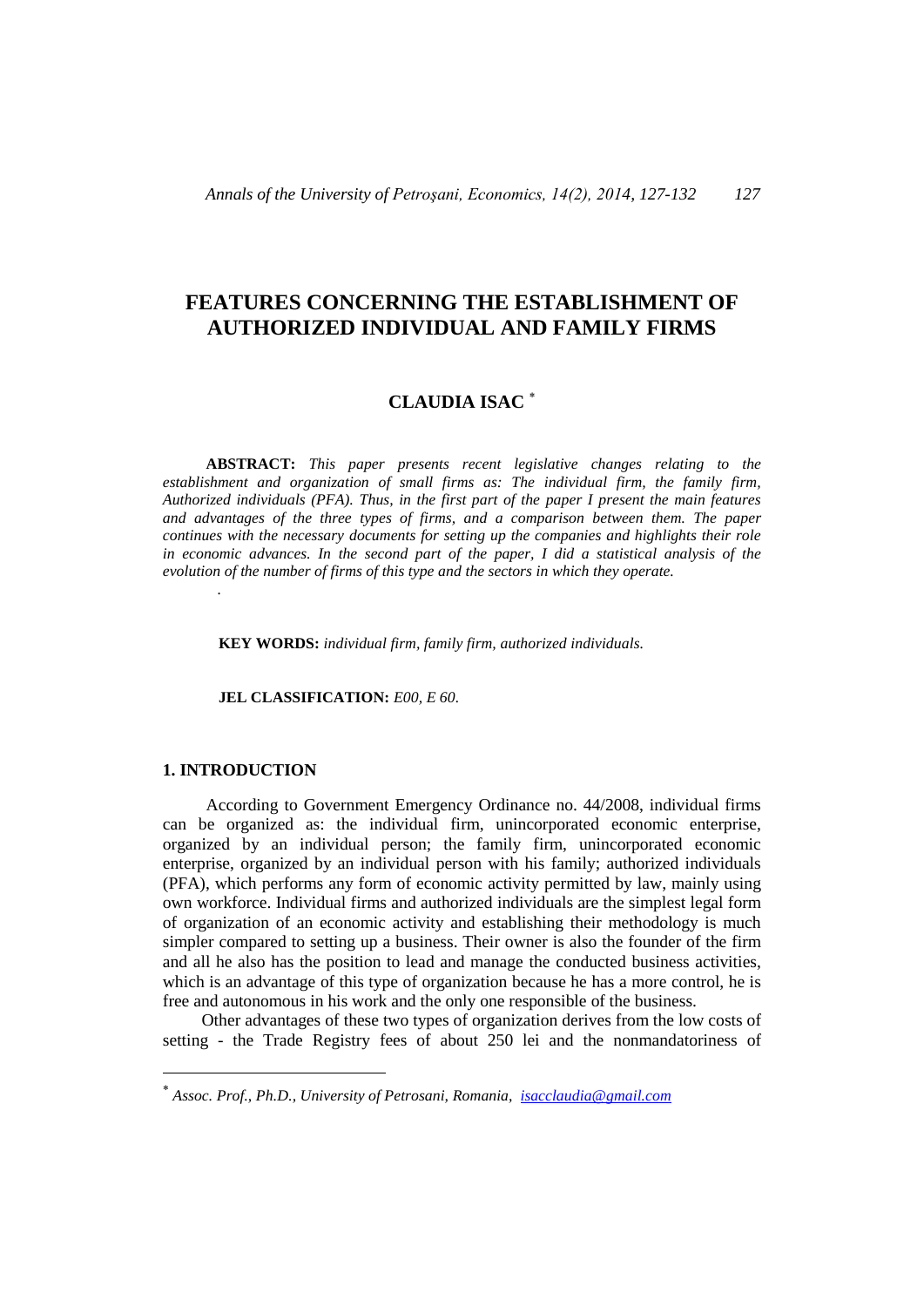# FEATURES CONCERNING THE ESTABLISHMENT OF AUTHORIZED INDIVIDUAL AND FAMILY FIRMS

## CLAUDIA ISAC [*]

**ABSTRACT:** *This paper presents recent legislative changes relating to the establishment and organization of small firms as: The individual firm, the family firm, Authorized individuals (PFA). Thus, in the first part of the paper I present the main features and advantages of the three types of firms, and a comparison between them. The paper continues with the necessary documents for setting up the companies and highlights their role in economic advances. In the second part of the paper, I did a statistical analysis of the evolution of the number of firms of this type and the sectors in which they operate.*

**KEY WORDS:** *individual firm, family firm, authorized individuals.*

**JEL CLASSIFICATION:** *E00, E 60.*

## 1. INTRODUCTION

According to Government Emergency Ordinance no. 44/2008, individual firms can be organized as: the individual firm, unincorporated economic enterprise, organized by an individual person; the family firm, unincorporated economic enterprise, organized by an individual person with his family; authorized individuals (PFA), which performs any form of economic activity permitted by law, mainly using own workforce. Individual firms and authorized individuals are the simplest legal form of organization of an economic activity and establishing their methodology is much simpler compared to setting up a business. Their owner is also the founder of the firm and all he also has the position to lead and manage the conducted business activities, which is an advantage of this type of organization because he has a more control, he is free and autonomous in his work and the only one responsible of the business.

Other advantages of these two types of organization derives from the low costs of setting - the Trade Registry fees of about 250 lei and the nonmandatoriness of

---

[*] *Assoc. Prof., Ph.D., University of Petrosani, Romania, isacclaudia@gmail.com*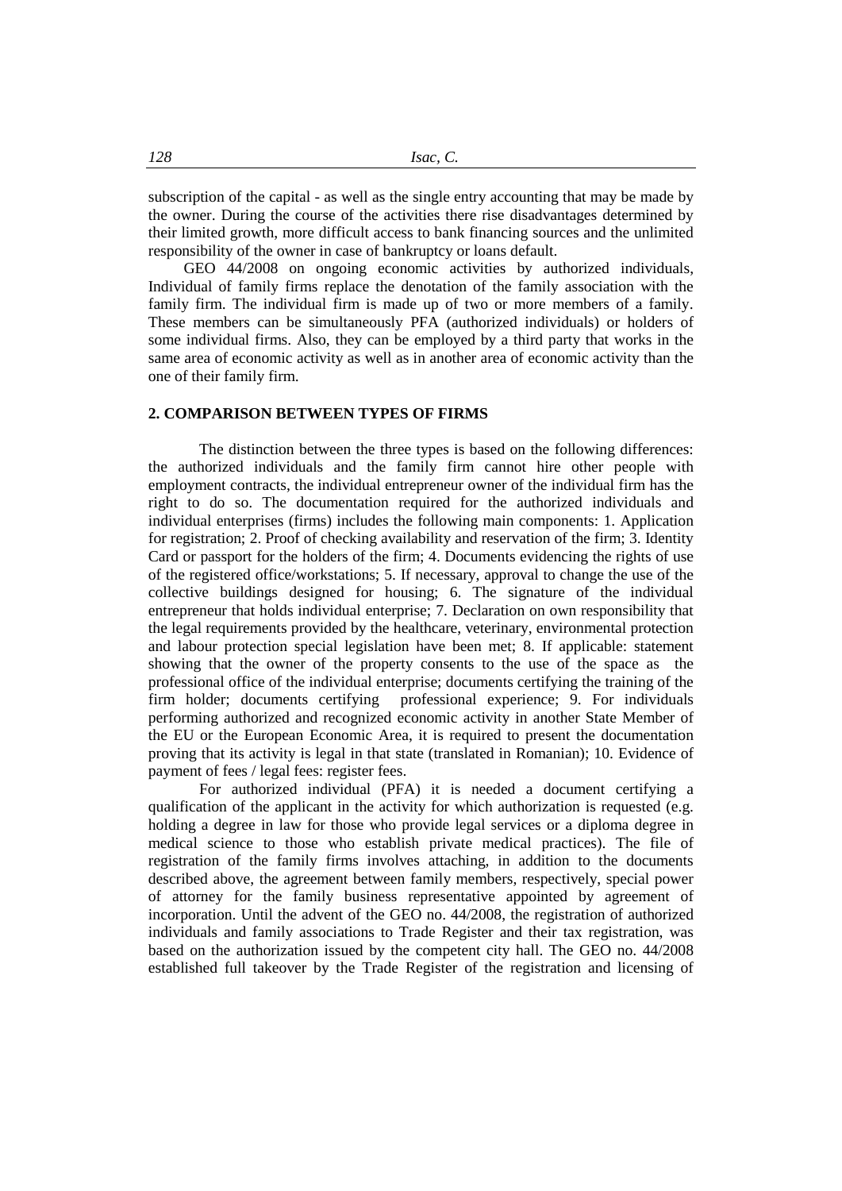subscription of the capital - as well as the single entry accounting that may be made by the owner. During the course of the activities there rise disadvantages determined by their limited growth, more difficult access to bank financing sources and the unlimited responsibility of the owner in case of bankruptcy or loans default.

GEO 44/2008 on ongoing economic activities by authorized individuals, Individual of family firms replace the denotation of the family association with the family firm. The individual firm is made up of two or more members of a family. These members can be simultaneously PFA (authorized individuals) or holders of some individual firms. Also, they can be employed by a third party that works in the same area of economic activity as well as in another area of economic activity than the one of their family firm.

## 2. COMPARISON BETWEEN TYPES OF FIRMS

The distinction between the three types is based on the following differences: the authorized individuals and the family firm cannot hire other people with employment contracts, the individual entrepreneur owner of the individual firm has the right to do so. The documentation required for the authorized individuals and individual enterprises (firms) includes the following main components: 1. Application for registration; 2. Proof of checking availability and reservation of the firm; 3. Identity Card or passport for the holders of the firm; 4. Documents evidencing the rights of use of the registered office/workstations; 5. If necessary, approval to change the use of the collective buildings designed for housing; 6. The signature of the individual entrepreneur that holds individual enterprise; 7. Declaration on own responsibility that the legal requirements provided by the healthcare, veterinary, environmental protection and labour protection special legislation have been met; 8. If applicable: statement showing that the owner of the property consents to the use of the space as the professional office of the individual enterprise; documents certifying the training of the firm holder; documents certifying professional experience; 9. For individuals performing authorized and recognized economic activity in another State Member of the EU or the European Economic Area, it is required to present the documentation proving that its activity is legal in that state (translated in Romanian); 10. Evidence of payment of fees / legal fees: register fees.

For authorized individual (PFA) it is needed a document certifying a qualification of the applicant in the activity for which authorization is requested (e.g. holding a degree in law for those who provide legal services or a diploma degree in medical science to those who establish private medical practices). The file of registration of the family firms involves attaching, in addition to the documents described above, the agreement between family members, respectively, special power of attorney for the family business representative appointed by agreement of incorporation. Until the advent of the GEO no. 44/2008, the registration of authorized individuals and family associations to Trade Register and their tax registration, was based on the authorization issued by the competent city hall. The GEO no. 44/2008 established full takeover by the Trade Register of the registration and licensing of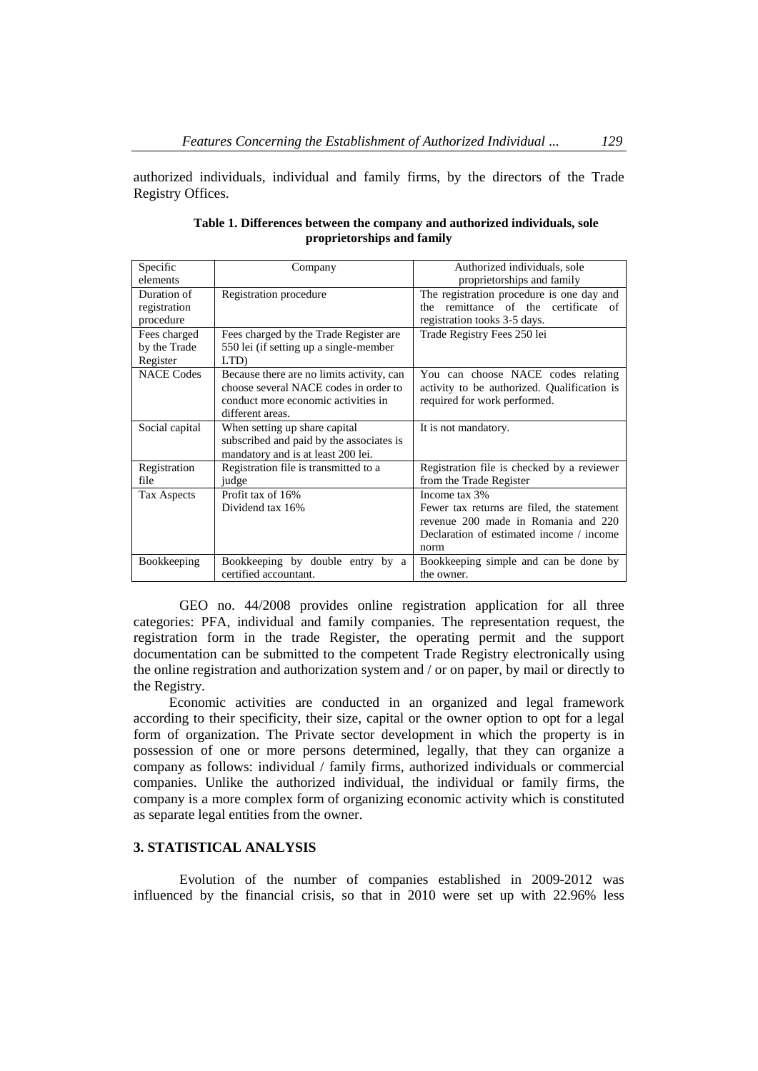authorized individuals, individual and family firms, by the directors of the Trade Registry Offices.

**Table 1. Differences between the company and authorized individuals, sole proprietorships and family**

| Specific elements | Company | Authorized individuals, sole proprietorships and family |
|---|---|---|
| Duration of registration procedure | Registration procedure | The registration procedure is one day and the remittance of the certificate of registration tooks 3-5 days. |
| Fees charged by the Trade Register | Fees charged by the Trade Register are 550 lei (if setting up a single-member LTD) | Trade Registry Fees 250 lei |
| NACE Codes | Because there are no limits activity, can choose several NACE codes in order to conduct more economic activities in different areas. | You can choose NACE codes relating activity to be authorized. Qualification is required for work performed. |
| Social capital | When setting up share capital subscribed and paid by the associates is mandatory and is at least 200 lei. | It is not mandatory. |
| Registration file | Registration file is transmitted to a judge | Registration file is checked by a reviewer from the Trade Register |
| Tax Aspects | Profit tax of 16%<br>Dividend tax 16% | Income tax 3%<br>Fewer tax returns are filed, the statement revenue 200 made in Romania and 220 Declaration of estimated income / income norm |
| Bookkeeping | Bookkeeping by double entry by a certified accountant. | Bookkeeping simple and can be done by the owner. |

GEO no. 44/2008 provides online registration application for all three categories: PFA, individual and family companies. The representation request, the registration form in the trade Register, the operating permit and the support documentation can be submitted to the competent Trade Registry electronically using the online registration and authorization system and / or on paper, by mail or directly to the Registry.

Economic activities are conducted in an organized and legal framework according to their specificity, their size, capital or the owner option to opt for a legal form of organization. The Private sector development in which the property is in possession of one or more persons determined, legally, that they can organize a company as follows: individual / family firms, authorized individuals or commercial companies. Unlike the authorized individual, the individual or family firms, the company is a more complex form of organizing economic activity which is constituted as separate legal entities from the owner.

## 3. STATISTICAL ANALYSIS

Evolution of the number of companies established in 2009-2012 was influenced by the financial crisis, so that in 2010 were set up with 22.96% less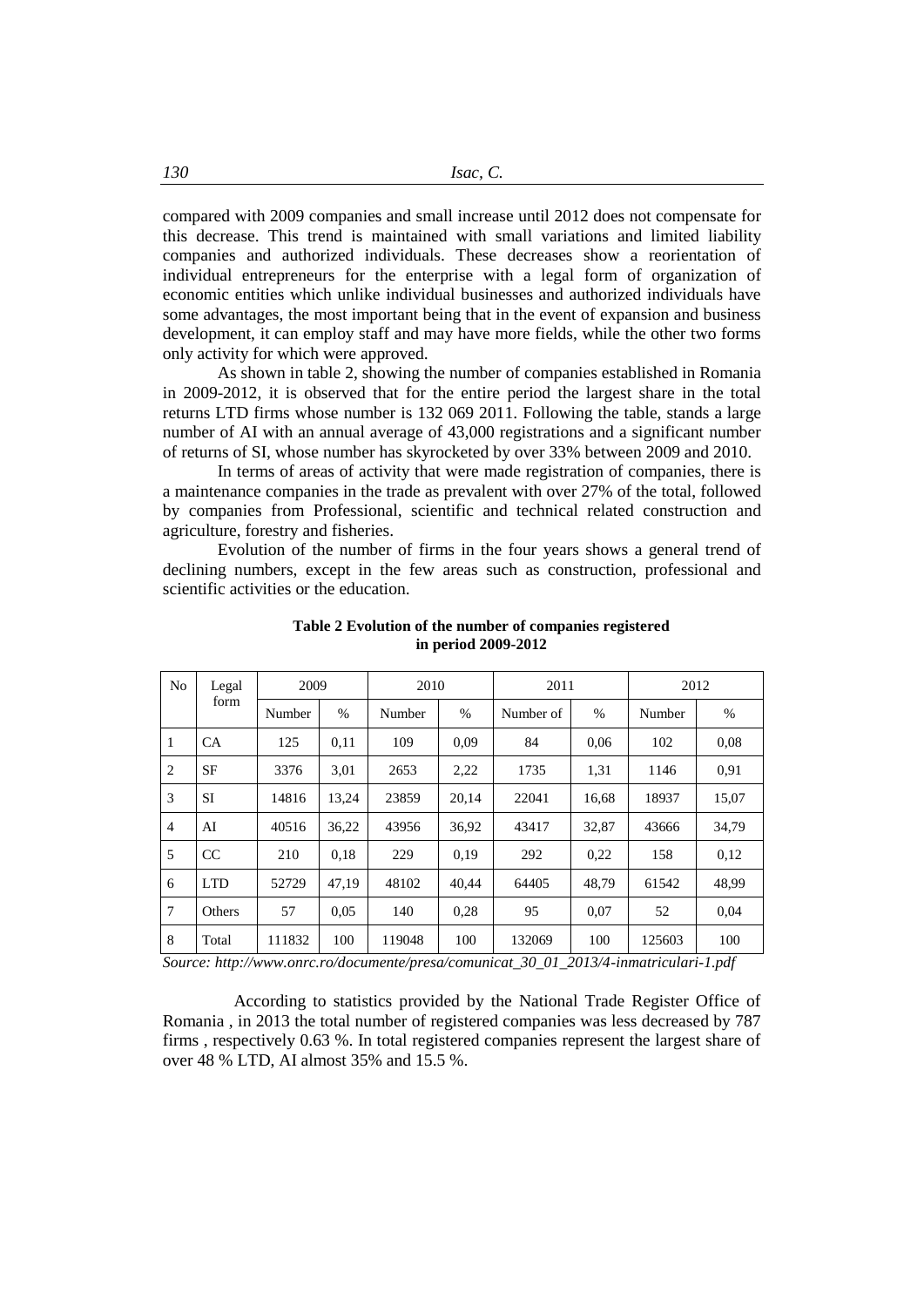compared with 2009 companies and small increase until 2012 does not compensate for this decrease. This trend is maintained with small variations and limited liability companies and authorized individuals. These decreases show a reorientation of individual entrepreneurs for the enterprise with a legal form of organization of economic entities which unlike individual businesses and authorized individuals have some advantages, the most important being that in the event of expansion and business development, it can employ staff and may have more fields, while the other two forms only activity for which were approved.

As shown in table 2, showing the number of companies established in Romania in 2009-2012, it is observed that for the entire period the largest share in the total returns LTD firms whose number is 132 069 2011. Following the table, stands a large number of AI with an annual average of 43,000 registrations and a significant number of returns of SI, whose number has skyrocketed by over 33% between 2009 and 2010.

In terms of areas of activity that were made registration of companies, there is a maintenance companies in the trade as prevalent with over 27% of the total, followed by companies from Professional, scientific and technical related construction and agriculture, forestry and fisheries.

Evolution of the number of firms in the four years shows a general trend of declining numbers, except in the few areas such as construction, professional and scientific activities or the education.

**Table 2 Evolution of the number of companies registered in period 2009-2012**

| No | Legal form | 2009 | | 2010 | | 2011 | | 2012 | |
|---|---|---|---|---|---|---|---|---|---|
| | | Number | % | Number | % | Number of | % | Number | % |
| 1 | CA | 125 | 0,11 | 109 | 0,09 | 84 | 0,06 | 102 | 0,08 |
| 2 | SF | 3376 | 3,01 | 2653 | 2,22 | 1735 | 1,31 | 1146 | 0,91 |
| 3 | SI | 14816 | 13,24 | 23859 | 20,14 | 22041 | 16,68 | 18937 | 15,07 |
| 4 | AI | 40516 | 36,22 | 43956 | 36,92 | 43417 | 32,87 | 43666 | 34,79 |
| 5 | CC | 210 | 0,18 | 229 | 0,19 | 292 | 0,22 | 158 | 0,12 |
| 6 | LTD | 52729 | 47,19 | 48102 | 40,44 | 64405 | 48,79 | 61542 | 48,99 |
| 7 | Others | 57 | 0,05 | 140 | 0,28 | 95 | 0,07 | 52 | 0,04 |
| 8 | Total | 111832 | 100 | 119048 | 100 | 132069 | 100 | 125603 | 100 |

*Source: http://www.onrc.ro/documente/presa/comunicat_30_01_2013/4-inmatriculari-1.pdf*

According to statistics provided by the National Trade Register Office of Romania , in 2013 the total number of registered companies was less decreased by 787 firms , respectively 0.63 %. In total registered companies represent the largest share of over 48 % LTD, AI almost 35% and 15.5 %.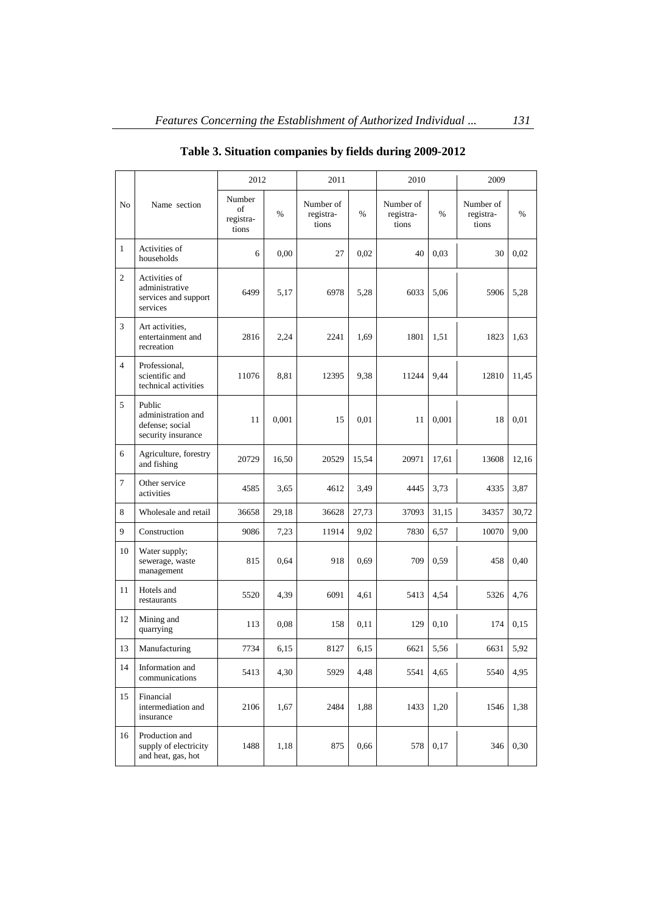**Table 3. Situation companies by fields during 2009-2012**

| No | Name section | 2012 | | 2011 | | 2010 | | 2009 | |
|---|---|---|---|---|---|---|---|---|---|
| | | Number of registrations | % | Number of registrations | % | Number of registrations | % | Number of registrations | % |
| 1 | Activities of households | 6 | 0,00 | 27 | 0,02 | 40 | 0,03 | 30 | 0,02 |
| 2 | Activities of administrative services and support services | 6499 | 5,17 | 6978 | 5,28 | 6033 | 5,06 | 5906 | 5,28 |
| 3 | Art activities, entertainment and recreation | 2816 | 2,24 | 2241 | 1,69 | 1801 | 1,51 | 1823 | 1,63 |
| 4 | Professional, scientific and technical activities | 11076 | 8,81 | 12395 | 9,38 | 11244 | 9,44 | 12810 | 11,45 |
| 5 | Public administration and defense; social security insurance | 11 | 0,001 | 15 | 0,01 | 11 | 0,001 | 18 | 0,01 |
| 6 | Agriculture, forestry and fishing | 20729 | 16,50 | 20529 | 15,54 | 20971 | 17,61 | 13608 | 12,16 |
| 7 | Other service activities | 4585 | 3,65 | 4612 | 3,49 | 4445 | 3,73 | 4335 | 3,87 |
| 8 | Wholesale and retail | 36658 | 29,18 | 36628 | 27,73 | 37093 | 31,15 | 34357 | 30,72 |
| 9 | Construction | 9086 | 7,23 | 11914 | 9,02 | 7830 | 6,57 | 10070 | 9,00 |
| 10 | Water supply; sewerage, waste management | 815 | 0,64 | 918 | 0,69 | 709 | 0,59 | 458 | 0,40 |
| 11 | Hotels and restaurants | 5520 | 4,39 | 6091 | 4,61 | 5413 | 4,54 | 5326 | 4,76 |
| 12 | Mining and quarrying | 113 | 0,08 | 158 | 0,11 | 129 | 0,10 | 174 | 0,15 |
| 13 | Manufacturing | 7734 | 6,15 | 8127 | 6,15 | 6621 | 5,56 | 6631 | 5,92 |
| 14 | Information and communications | 5413 | 4,30 | 5929 | 4,48 | 5541 | 4,65 | 5540 | 4,95 |
| 15 | Financial intermediation and insurance | 2106 | 1,67 | 2484 | 1,88 | 1433 | 1,20 | 1546 | 1,38 |
| 16 | Production and supply of electricity and heat, gas, hot | 1488 | 1,18 | 875 | 0,66 | 578 | 0,17 | 346 | 0,30 |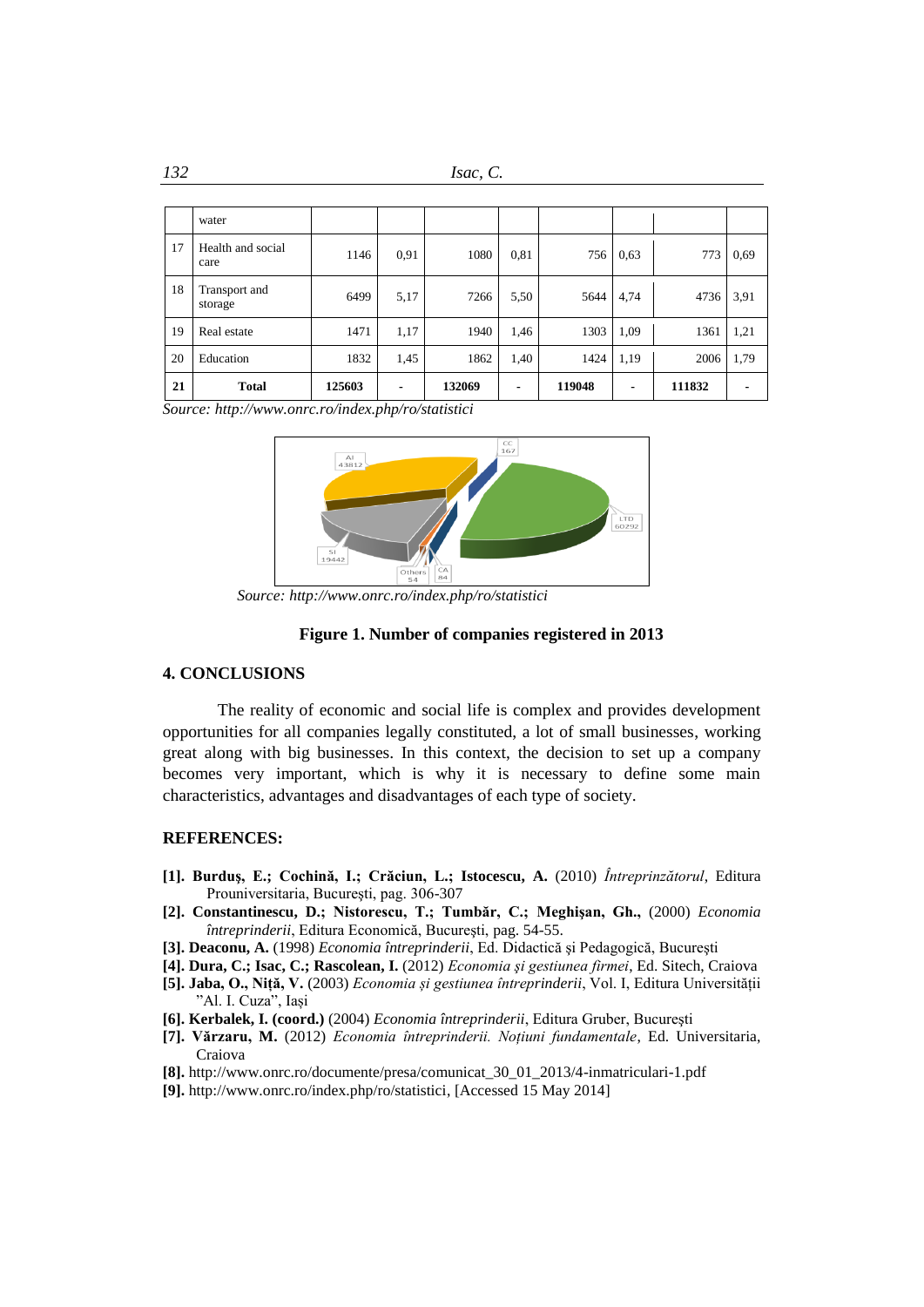| | | | | | | | | | |
|---|---|---|---|---|---|---|---|---|---|
| | water | | | | | | | | |
| 17 | Health and social care | 1146 | 0,91 | 1080 | 0,81 | 756 | 0,63 | 773 | 0,69 |
| 18 | Transport and storage | 6499 | 5,17 | 7266 | 5,50 | 5644 | 4,74 | 4736 | 3,91 |
| 19 | Real estate | 1471 | 1,17 | 1940 | 1,46 | 1303 | 1,09 | 1361 | 1,21 |
| 20 | Education | 1832 | 1,45 | 1862 | 1,40 | 1424 | 1,19 | 2006 | 1,79 |
| **21** | **Total** | **125603** | - | **132069** | - | **119048** | - | **111832** | - |

*Source: http://www.onrc.ro/index.php/ro/statistici*

AI
43812

CC
167

LTD
60292

SI
19442

Others
54

CA
84

*Source: http://www.onrc.ro/index.php/ro/statistici*

**Figure 1. Number of companies registered in 2013**

## 4. CONCLUSIONS

The reality of economic and social life is complex and provides development opportunities for all companies legally constituted, a lot of small businesses, working great along with big businesses. In this context, the decision to set up a company becomes very important, which is why it is necessary to define some main characteristics, advantages and disadvantages of each type of society.

## REFERENCES:

**[1]. Burduş, E.; Cochină, I.; Crăciun, L.; Istocescu, A.** (2010) *Întreprinzătorul*, Editura Prouniversitaria, Bucureşti, pag. 306-307

**[2]. Constantinescu, D.; Nistorescu, T.; Tumbăr, C.; Meghişan, Gh.,** (2000) *Economia întreprinderii*, Editura Economică, Bucureşti, pag. 54-55.

**[3]. Deaconu, A.** (1998) *Economia întreprinderii*, Ed. Didactică şi Pedagogică, Bucureşti

**[4]. Dura, C.; Isac, C.; Rascolean, I.** (2012) *Economia şi gestiunea firmei*, Ed. Sitech, Craiova

**[5]. Jaba, O., Niță, V.** (2003) *Economia și gestiunea întreprinderii*, Vol. I, Editura Universității "Al. I. Cuza", Iași

**[6]. Kerbalek, I. (coord.)** (2004) *Economia întreprinderii*, Editura Gruber, Bucureşti

**[7]. Vărzaru, M.** (2012) *Economia întreprinderii. Noțiuni fundamentale*, Ed. Universitaria, Craiova

**[8].** http://www.onrc.ro/documente/presa/comunicat_30_01_2013/4-inmatriculari-1.pdf

**[9].** http://www.onrc.ro/index.php/ro/statistici, [Accessed 15 May 2014]